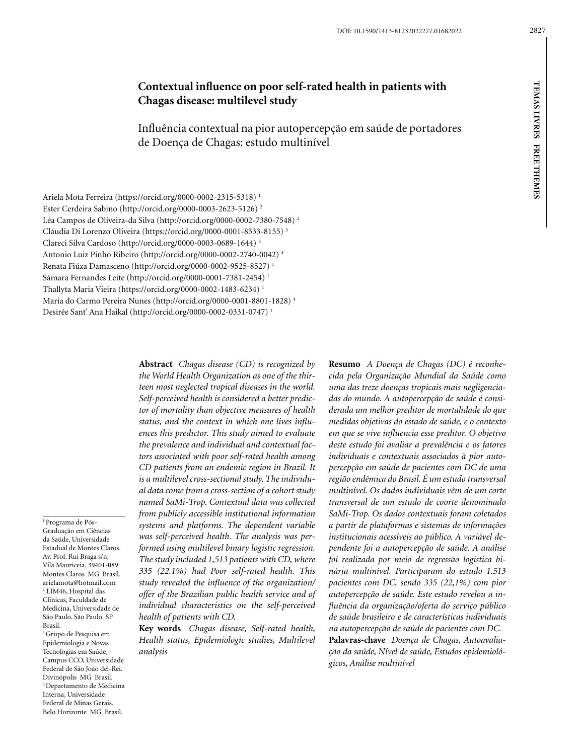# Contextual influence on poor self-rated health in patients with Chagas disease: multilevel study

## Influência contextual na pior autopercepção em saúde de portadores de Doença de Chagas: estudo multinível

Ariela Mota Ferreira (https://orcid.org/0000-0002-2315-5318) [1]
Ester Cerdeira Sabino (http://orcid.org/0000-0003-2623-5126) [2]
Léa Campos de Oliveira-da Silva (http://orcid.org/0000-0002-7380-7548) [2]
Cláudia Di Lorenzo Oliveira (https://orcid.org/0000-0001-8533-8155) [3]
Clareci Silva Cardoso (http://orcid.org/0000-0003-0689-1644) [3]
Antonio Luiz Pinho Ribeiro (http://orcid.org/0000-0002-2740-0042) [4]
Renata Fiúza Damasceno (http://orcid.org/0000-0002-9525-8527) [1]
Sâmara Fernandes Leite (http://orcid.org/0000-0001-7381-2454) [1]
Thallyta Maria Vieira (https://orcid.org/0000-0002-1483-6234) [1]
Maria do Carmo Pereira Nunes (http://orcid.org/0000-0001-8801-1828) [4]
Desirée Sant' Ana Haikal (http://orcid.org/0000-0002-0331-0747) [1]

[1] Programa de Pós-Graduação em Ciências da Saúde, Universidade Estadual de Montes Claros. Av. Prof. Rui Braga s/n, Vila Mauriceia. 39401-089 Montes Claros MG Brasil. arielamota@hotmail.com
[2] LIM46, Hospital das Clínicas, Faculdade de Medicina, Universidade de São Paulo. São Paulo SP Brasil.
[3] Grupo de Pesquisa em Epidemiologia e Novas Tecnologias em Saúde, Campus CCO, Universidade Federal de São João del-Rei. Divinópolis MG Brasil.
[4] Departamento de Medicina Interna, Universidade Federal de Minas Gerais. Belo Horizonte MG Brasil.

**Abstract** *Chagas disease (CD) is recognized by the World Health Organization as one of the thirteen most neglected tropical diseases in the world. Self-perceived health is considered a better predictor of mortality than objective measures of health status, and the context in which one lives influences this predictor. This study aimed to evaluate the prevalence and individual and contextual factors associated with poor self-rated health among CD patients from an endemic region in Brazil. It is a multilevel cross-sectional study. The individual data come from a cross-section of a cohort study named SaMi-Trop. Contextual data was collected from publicly accessible institutional information systems and platforms. The dependent variable was self-perceived health. The analysis was performed using multilevel binary logistic regression. The study included 1,513 patients with CD, where 335 (22.1%) had Poor self-rated health. This study revealed the influence of the organization/offer of the Brazilian public health service and of individual characteristics on the self-perceived health of patients with CD.*

**Key words** *Chagas disease, Self-rated health, Health status, Epidemiologic studies, Multilevel analysis*

**Resumo** *A Doença de Chagas (DC) é reconhecida pela Organização Mundial da Saúde como uma das treze doenças tropicais mais negligenciadas do mundo. A autopercepção de saúde é considerada um melhor preditor de mortalidade do que medidas objetivas do estado de saúde, e o contexto em que se vive influencia esse preditor. O objetivo deste estudo foi avaliar a prevalência e os fatores individuais e contextuais associados à pior autopercepção em saúde de pacientes com DC de uma região endêmica do Brasil. É um estudo transversal multinível. Os dados individuais vêm de um corte transversal de um estudo de coorte denominado SaMi-Trop. Os dados contextuais foram coletados a partir de plataformas e sistemas de informações institucionais acessíveis ao público. A variável dependente foi a autopercepção de saúde. A análise foi realizada por meio de regressão logística binária multinível. Participaram do estudo 1.513 pacientes com DC, sendo 335 (22,1%) com pior autopercepção de saúde. Este estudo revelou a influência da organização/oferta do serviço público de saúde brasileiro e de características individuais na autopercepção de saúde de pacientes com DC.*

**Palavras-chave** *Doença de Chagas, Autoavaliação da saúde, Nível de saúde, Estudos epidemiológicos, Análise multinível*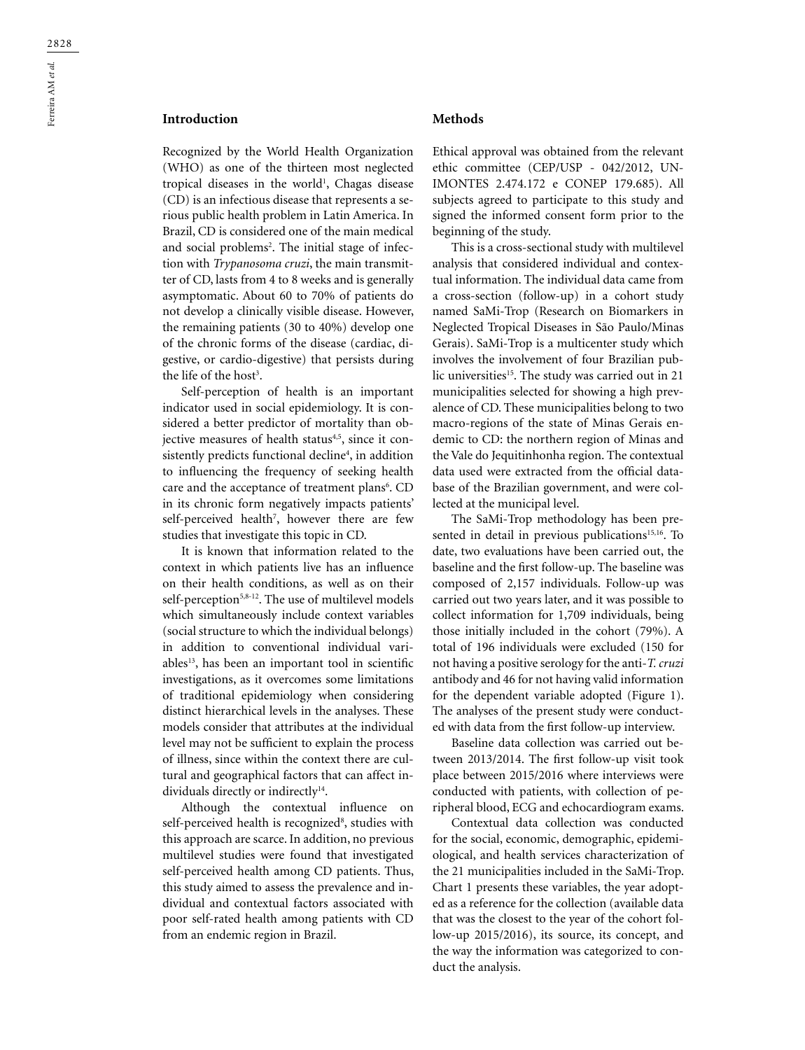## Introduction

Recognized by the World Health Organization (WHO) as one of the thirteen most neglected tropical diseases in the world[1], Chagas disease (CD) is an infectious disease that represents a serious public health problem in Latin America. In Brazil, CD is considered one of the main medical and social problems[2]. The initial stage of infection with *Trypanosoma cruzi*, the main transmitter of CD, lasts from 4 to 8 weeks and is generally asymptomatic. About 60 to 70% of patients do not develop a clinically visible disease. However, the remaining patients (30 to 40%) develop one of the chronic forms of the disease (cardiac, digestive, or cardio-digestive) that persists during the life of the host[3].

Self-perception of health is an important indicator used in social epidemiology. It is considered a better predictor of mortality than objective measures of health status[4,5], since it consistently predicts functional decline[4], in addition to influencing the frequency of seeking health care and the acceptance of treatment plans[6]. CD in its chronic form negatively impacts patients' self-perceived health[7], however there are few studies that investigate this topic in CD.

It is known that information related to the context in which patients live has an influence on their health conditions, as well as on their self-perception[5,8-12]. The use of multilevel models which simultaneously include context variables (social structure to which the individual belongs) in addition to conventional individual variables[13], has been an important tool in scientific investigations, as it overcomes some limitations of traditional epidemiology when considering distinct hierarchical levels in the analyses. These models consider that attributes at the individual level may not be sufficient to explain the process of illness, since within the context there are cultural and geographical factors that can affect individuals directly or indirectly[14].

Although the contextual influence on self-perceived health is recognized[8], studies with this approach are scarce. In addition, no previous multilevel studies were found that investigated self-perceived health among CD patients. Thus, this study aimed to assess the prevalence and individual and contextual factors associated with poor self-rated health among patients with CD from an endemic region in Brazil.

## Methods

Ethical approval was obtained from the relevant ethic committee (CEP/USP - 042/2012, UNIMONTES 2.474.172 e CONEP 179.685). All subjects agreed to participate to this study and signed the informed consent form prior to the beginning of the study.

This is a cross-sectional study with multilevel analysis that considered individual and contextual information. The individual data came from a cross-section (follow-up) in a cohort study named SaMi-Trop (Research on Biomarkers in Neglected Tropical Diseases in São Paulo/Minas Gerais). SaMi-Trop is a multicenter study which involves the involvement of four Brazilian public universities[15]. The study was carried out in 21 municipalities selected for showing a high prevalence of CD. These municipalities belong to two macro-regions of the state of Minas Gerais endemic to CD: the northern region of Minas and the Vale do Jequitinhonha region. The contextual data used were extracted from the official database of the Brazilian government, and were collected at the municipal level.

The SaMi-Trop methodology has been presented in detail in previous publications[15,16]. To date, two evaluations have been carried out, the baseline and the first follow-up. The baseline was composed of 2,157 individuals. Follow-up was carried out two years later, and it was possible to collect information for 1,709 individuals, being those initially included in the cohort (79%). A total of 196 individuals were excluded (150 for not having a positive serology for the anti-*T. cruzi* antibody and 46 for not having valid information for the dependent variable adopted (Figure 1). The analyses of the present study were conducted with data from the first follow-up interview.

Baseline data collection was carried out between 2013/2014. The first follow-up visit took place between 2015/2016 where interviews were conducted with patients, with collection of peripheral blood, ECG and echocardiogram exams.

Contextual data collection was conducted for the social, economic, demographic, epidemiological, and health services characterization of the 21 municipalities included in the SaMi-Trop. Chart 1 presents these variables, the year adopted as a reference for the collection (available data that was the closest to the year of the cohort follow-up 2015/2016), its source, its concept, and the way the information was categorized to conduct the analysis.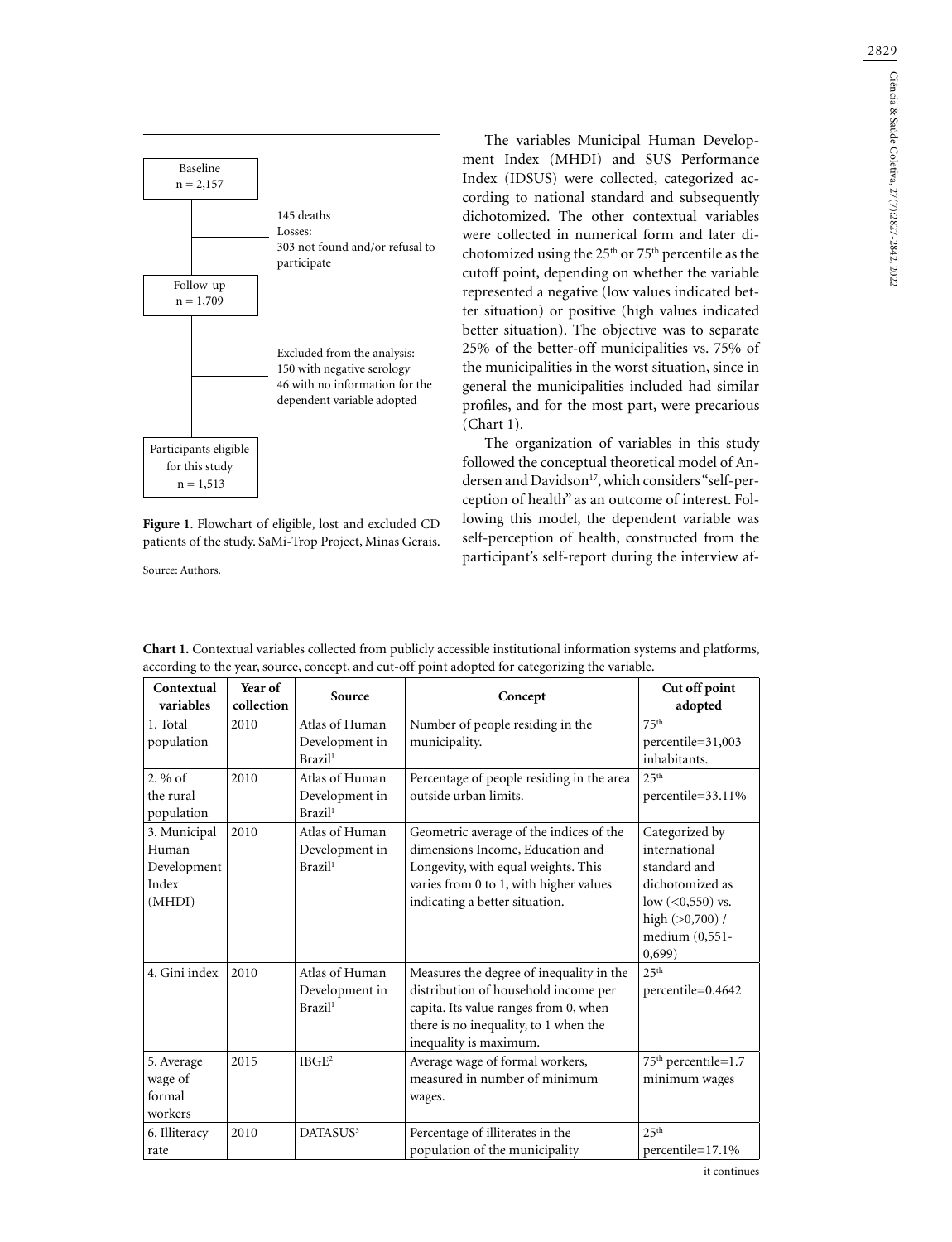Baseline
n = 2,157

145 deaths
Losses:
303 not found and/or refusal to participate

Follow-up
n = 1,709

Excluded from the analysis:
150 with negative serology
46 with no information for the dependent variable adopted

Participants eligible for this study
n = 1,513

**Figure 1**. Flowchart of eligible, lost and excluded CD patients of the study. SaMi-Trop Project, Minas Gerais.

Source: Authors.

The variables Municipal Human Development Index (MHDI) and SUS Performance Index (IDSUS) were collected, categorized according to national standard and subsequently dichotomized. The other contextual variables were collected in numerical form and later dichotomized using the 25th or 75th percentile as the cutoff point, depending on whether the variable represented a negative (low values indicated better situation) or positive (high values indicated better situation). The objective was to separate 25% of the better-off municipalities vs. 75% of the municipalities in the worst situation, since in general the municipalities included had similar profiles, and for the most part, were precarious (Chart 1).

The organization of variables in this study followed the conceptual theoretical model of Andersen and Davidson[17], which considers "self-perception of health" as an outcome of interest. Following this model, the dependent variable was self-perception of health, constructed from the participant's self-report during the interview af-

**Chart 1.** Contextual variables collected from publicly accessible institutional information systems and platforms, according to the year, source, concept, and cut-off point adopted for categorizing the variable.

| Contextual variables | Year of collection | Source | Concept | Cut off point adopted |
|---|---|---|---|---|
| 1. Total population | 2010 | Atlas of Human Development in Brazil[1] | Number of people residing in the municipality. | 75th percentile=31,003 inhabitants. |
| 2. % of the rural population | 2010 | Atlas of Human Development in Brazil[1] | Percentage of people residing in the area outside urban limits. | 25th percentile=33.11% |
| 3. Municipal Human Development Index (MHDI) | 2010 | Atlas of Human Development in Brazil[1] | Geometric average of the indices of the dimensions Income, Education and Longevity, with equal weights. This varies from 0 to 1, with higher values indicating a better situation. | Categorized by international standard and dichotomized as low (<0,550) vs. high (>0,700) / medium (0,551-0,699) |
| 4. Gini index | 2010 | Atlas of Human Development in Brazil[1] | Measures the degree of inequality in the distribution of household income per capita. Its value ranges from 0, when there is no inequality, to 1 when the inequality is maximum. | 25th percentile=0.4642 |
| 5. Average wage of formal workers | 2015 | IBGE[2] | Average wage of formal workers, measured in number of minimum wages. | 75th percentile=1.7 minimum wages |
| 6. Illiteracy rate | 2010 | DATASUS[3] | Percentage of illiterates in the population of the municipality | 25th percentile=17.1% |

it continues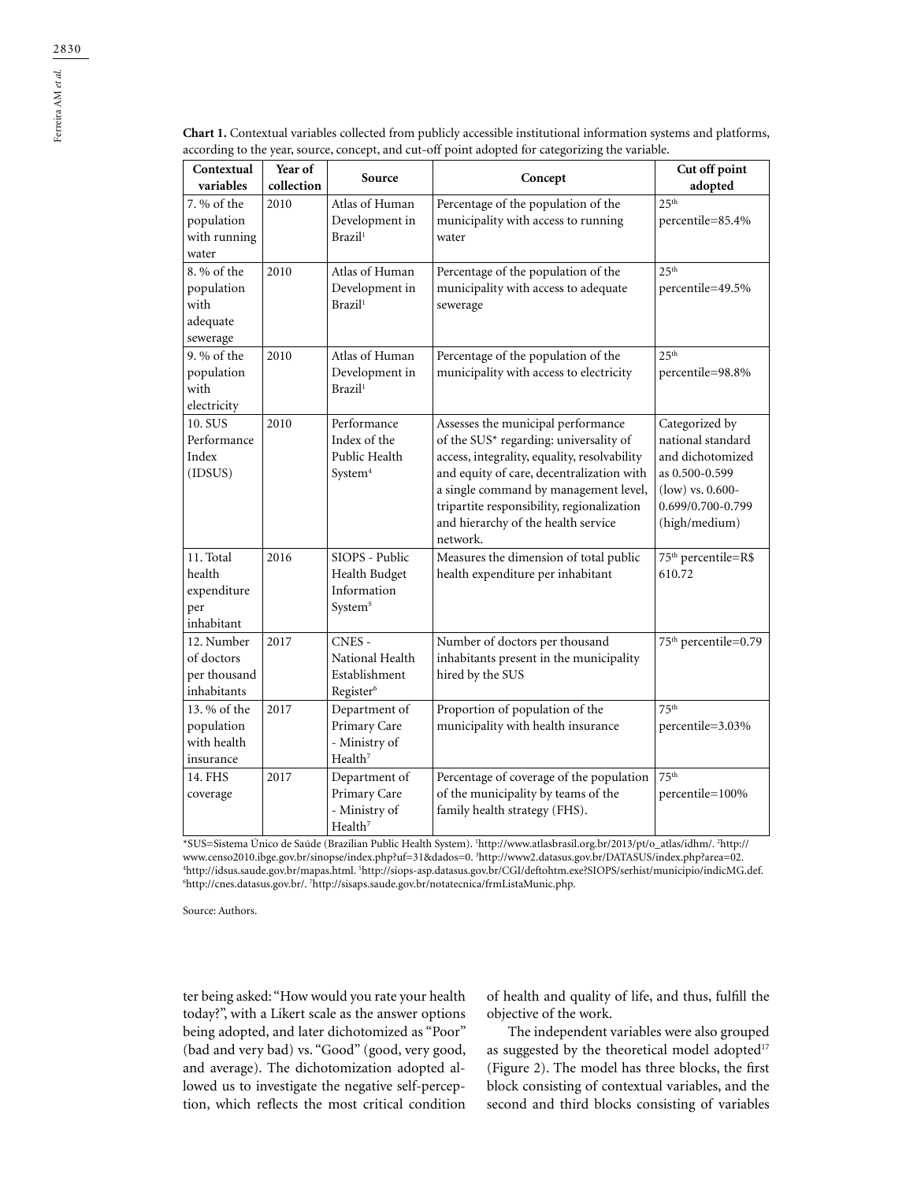**Chart 1.** Contextual variables collected from publicly accessible institutional information systems and platforms, according to the year, source, concept, and cut-off point adopted for categorizing the variable.

| Contextual variables | Year of collection | Source | Concept | Cut off point adopted |
|---|---|---|---|---|
| 7. % of the population with running water | 2010 | Atlas of Human Development in Brazil[1] | Percentage of the population of the municipality with access to running water | 25th percentile=85.4% |
| 8. % of the population with adequate sewerage | 2010 | Atlas of Human Development in Brazil[1] | Percentage of the population of the municipality with access to adequate sewerage | 25th percentile=49.5% |
| 9. % of the population with electricity | 2010 | Atlas of Human Development in Brazil[1] | Percentage of the population of the municipality with access to electricity | 25th percentile=98.8% |
| 10. SUS Performance Index (IDSUS) | 2010 | Performance Index of the Public Health System[4] | Assesses the municipal performance of the SUS* regarding: universality of access, integrality, equality, resolvability and equity of care, decentralization with a single command by management level, tripartite responsibility, regionalization and hierarchy of the health service network. | Categorized by national standard and dichotomized as 0.500-0.599 (low) vs. 0.600-0.699/0.700-0.799 (high/medium) |
| 11. Total health expenditure per inhabitant | 2016 | SIOPS - Public Health Budget Information System[5] | Measures the dimension of total public health expenditure per inhabitant | 75th percentile=R$ 610.72 |
| 12. Number of doctors per thousand inhabitants | 2017 | CNES - National Health Establishment Register[6] | Number of doctors per thousand inhabitants present in the municipality hired by the SUS | 75th percentile=0.79 |
| 13. % of the population with health insurance | 2017 | Department of Primary Care - Ministry of Health[7] | Proportion of population of the municipality with health insurance | 75th percentile=3.03% |
| 14. FHS coverage | 2017 | Department of Primary Care - Ministry of Health[7] | Percentage of coverage of the population of the municipality by teams of the family health strategy (FHS). | 75th percentile=100% |

*SUS=Sistema Único de Saúde (Brazilian Public Health System). [1]http://www.atlasbrasil.org.br/2013/pt/o_atlas/idhm/. [2]http://www.censo2010.ibge.gov.br/sinopse/index.php?uf=31&dados=0. [3]http://www2.datasus.gov.br/DATASUS/index.php?area=02. [4]http://idsus.saude.gov.br/mapas.html. [5]http://siops-asp.datasus.gov.br/CGI/deftohtm.exe?SIOPS/serhist/municipio/indicMG.def. [6]http://cnes.datasus.gov.br/. [7]http://sisaps.saude.gov.br/notatecnica/frmListaMunic.php.

Source: Authors.

ter being asked: "How would you rate your health today?", with a Likert scale as the answer options being adopted, and later dichotomized as "Poor" (bad and very bad) vs. "Good" (good, very good, and average). The dichotomization adopted allowed us to investigate the negative self-perception, which reflects the most critical condition of health and quality of life, and thus, fulfill the objective of the work.

The independent variables were also grouped as suggested by the theoretical model adopted[17] (Figure 2). The model has three blocks, the first block consisting of contextual variables, and the second and third blocks consisting of variables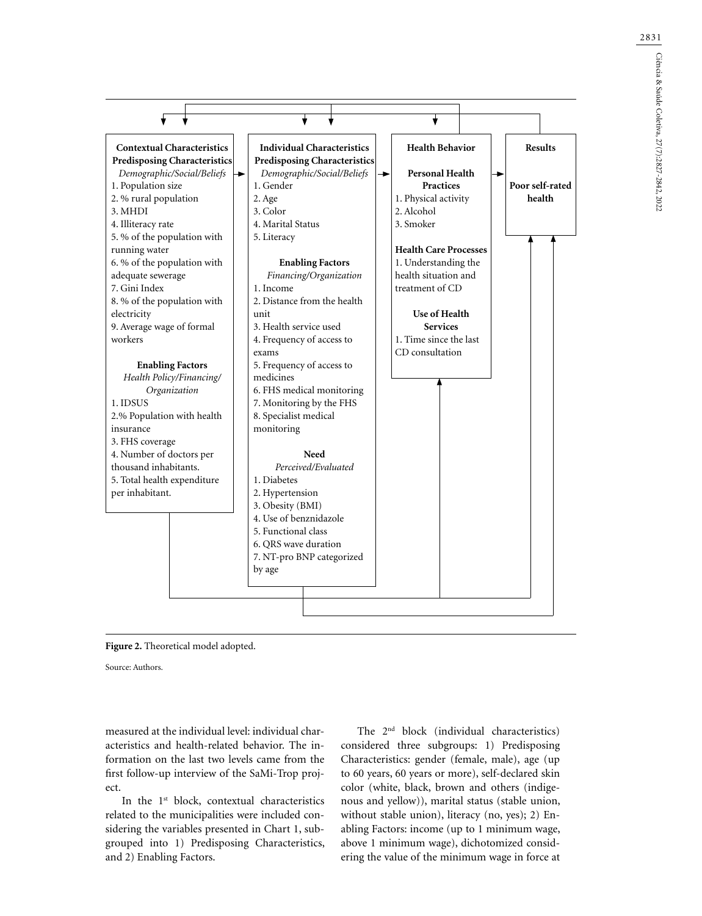**Contextual Characteristics**
**Predisposing Characteristics**
*Demographic/Social/Beliefs*
1. Population size
2. % rural population
3. MHDI
4. Illiteracy rate
5. % of the population with running water
6. % of the population with adequate sewerage
7. Gini Index
8. % of the population with electricity
9. Average wage of formal workers

**Enabling Factors**
*Health Policy/Financing/Organization*
1. IDSUS
2.% Population with health insurance
3. FHS coverage
4. Number of doctors per thousand inhabitants.
5. Total health expenditure per inhabitant.

**Individual Characteristics**
**Predisposing Characteristics**
*Demographic/Social/Beliefs*
1. Gender
2. Age
3. Color
4. Marital Status
5. Literacy

**Enabling Factors**
*Financing/Organization*
1. Income
2. Distance from the health unit
3. Health service used
4. Frequency of access to exams
5. Frequency of access to medicines
6. FHS medical monitoring
7. Monitoring by the FHS
8. Specialist medical monitoring

**Need**
*Perceived/Evaluated*
1. Diabetes
2. Hypertension
3. Obesity (BMI)
4. Use of benznidazole
5. Functional class
6. QRS wave duration
7. NT-pro BNP categorized by age

**Health Behavior**

**Personal Health Practices**
1. Physical activity
2. Alcohol
3. Smoker

**Health Care Processes**
1. Understanding the health situation and treatment of CD

**Use of Health Services**
1. Time since the last CD consultation

**Results**

**Poor self-rated health**

**Figure 2.** Theoretical model adopted.

Source: Authors.

measured at the individual level: individual characteristics and health-related behavior. The information on the last two levels came from the first follow-up interview of the SaMi-Trop project.

In the 1st block, contextual characteristics related to the municipalities were included considering the variables presented in Chart 1, subgrouped into 1) Predisposing Characteristics, and 2) Enabling Factors.

The 2nd block (individual characteristics) considered three subgroups: 1) Predisposing Characteristics: gender (female, male), age (up to 60 years, 60 years or more), self-declared skin color (white, black, brown and others (indigenous and yellow)), marital status (stable union, without stable union), literacy (no, yes); 2) Enabling Factors: income (up to 1 minimum wage, above 1 minimum wage), dichotomized considering the value of the minimum wage in force at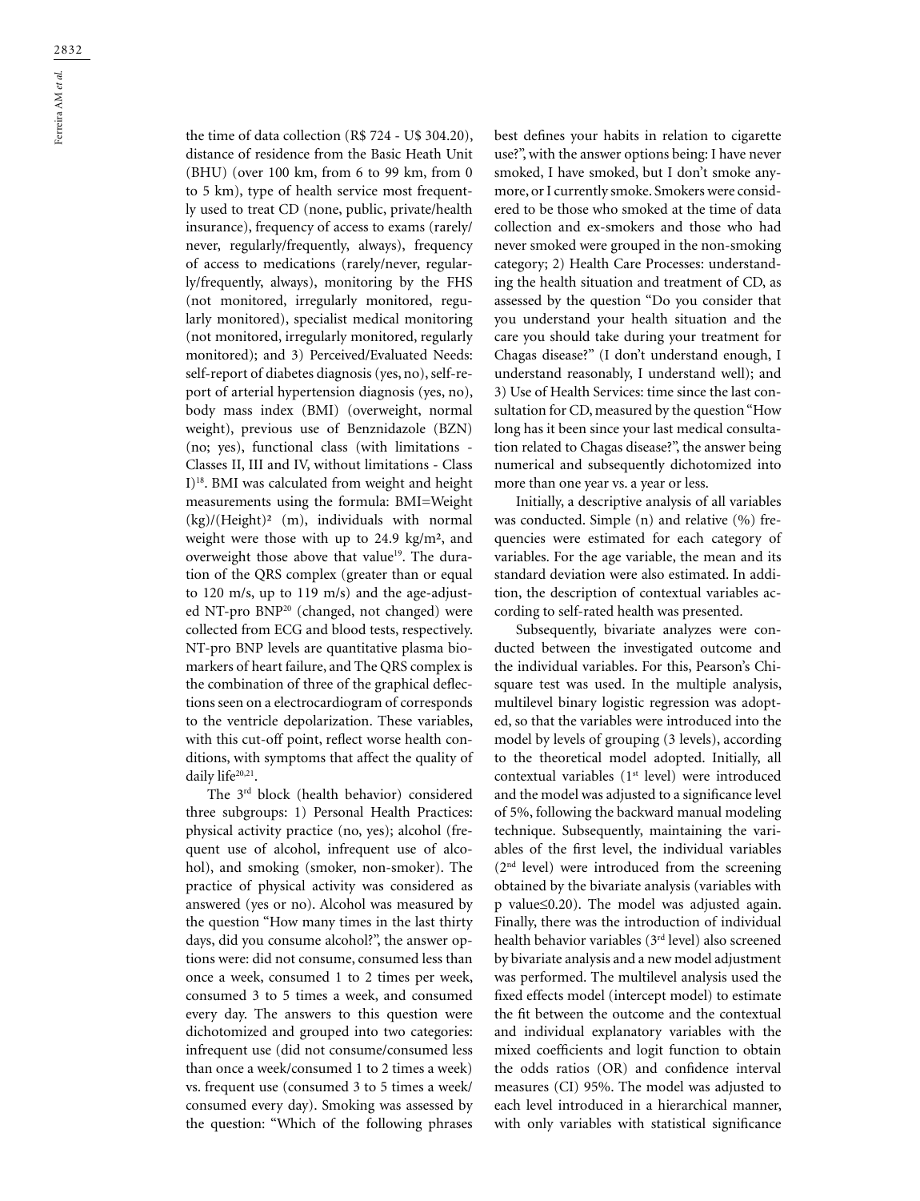the time of data collection (R$ 724 - U$ 304.20), distance of residence from the Basic Heath Unit (BHU) (over 100 km, from 6 to 99 km, from 0 to 5 km), type of health service most frequently used to treat CD (none, public, private/health insurance), frequency of access to exams (rarely/never, regularly/frequently, always), frequency of access to medications (rarely/never, regularly/frequently, always), monitoring by the FHS (not monitored, irregularly monitored, regularly monitored), specialist medical monitoring (not monitored, irregularly monitored, regularly monitored); and 3) Perceived/Evaluated Needs: self-report of diabetes diagnosis (yes, no), self-report of arterial hypertension diagnosis (yes, no), body mass index (BMI) (overweight, normal weight), previous use of Benznidazole (BZN) (no; yes), functional class (with limitations - Classes II, III and IV, without limitations - Class I)[18]. BMI was calculated from weight and height measurements using the formula: BMI=Weight (kg)/(Height)² (m), individuals with normal weight were those with up to 24.9 kg/m², and overweight those above that value[19]. The duration of the QRS complex (greater than or equal to 120 m/s, up to 119 m/s) and the age-adjusted NT-pro BNP[20] (changed, not changed) were collected from ECG and blood tests, respectively. NT-pro BNP levels are quantitative plasma biomarkers of heart failure, and The QRS complex is the combination of three of the graphical deflections seen on a electrocardiogram of corresponds to the ventricle depolarization. These variables, with this cut-off point, reflect worse health conditions, with symptoms that affect the quality of daily life[20,21].

The 3rd block (health behavior) considered three subgroups: 1) Personal Health Practices: physical activity practice (no, yes); alcohol (frequent use of alcohol, infrequent use of alcohol), and smoking (smoker, non-smoker). The practice of physical activity was considered as answered (yes or no). Alcohol was measured by the question "How many times in the last thirty days, did you consume alcohol?", the answer options were: did not consume, consumed less than once a week, consumed 1 to 2 times per week, consumed 3 to 5 times a week, and consumed every day. The answers to this question were dichotomized and grouped into two categories: infrequent use (did not consume/consumed less than once a week/consumed 1 to 2 times a week) vs. frequent use (consumed 3 to 5 times a week/consumed every day). Smoking was assessed by the question: "Which of the following phrases best defines your habits in relation to cigarette use?", with the answer options being: I have never smoked, I have smoked, but I don't smoke anymore, or I currently smoke. Smokers were considered to be those who smoked at the time of data collection and ex-smokers and those who had never smoked were grouped in the non-smoking category; 2) Health Care Processes: understanding the health situation and treatment of CD, as assessed by the question "Do you consider that you understand your health situation and the care you should take during your treatment for Chagas disease?" (I don't understand enough, I understand reasonably, I understand well); and 3) Use of Health Services: time since the last consultation for CD, measured by the question "How long has it been since your last medical consultation related to Chagas disease?", the answer being numerical and subsequently dichotomized into more than one year vs. a year or less.

Initially, a descriptive analysis of all variables was conducted. Simple (n) and relative (%) frequencies were estimated for each category of variables. For the age variable, the mean and its standard deviation were also estimated. In addition, the description of contextual variables according to self-rated health was presented.

Subsequently, bivariate analyzes were conducted between the investigated outcome and the individual variables. For this, Pearson's Chi-square test was used. In the multiple analysis, multilevel binary logistic regression was adopted, so that the variables were introduced into the model by levels of grouping (3 levels), according to the theoretical model adopted. Initially, all contextual variables (1st level) were introduced and the model was adjusted to a significance level of 5%, following the backward manual modeling technique. Subsequently, maintaining the variables of the first level, the individual variables (2nd level) were introduced from the screening obtained by the bivariate analysis (variables with p value≤0.20). The model was adjusted again. Finally, there was the introduction of individual health behavior variables (3rd level) also screened by bivariate analysis and a new model adjustment was performed. The multilevel analysis used the fixed effects model (intercept model) to estimate the fit between the outcome and the contextual and individual explanatory variables with the mixed coefficients and logit function to obtain the odds ratios (OR) and confidence interval measures (CI) 95%. The model was adjusted to each level introduced in a hierarchical manner, with only variables with statistical significance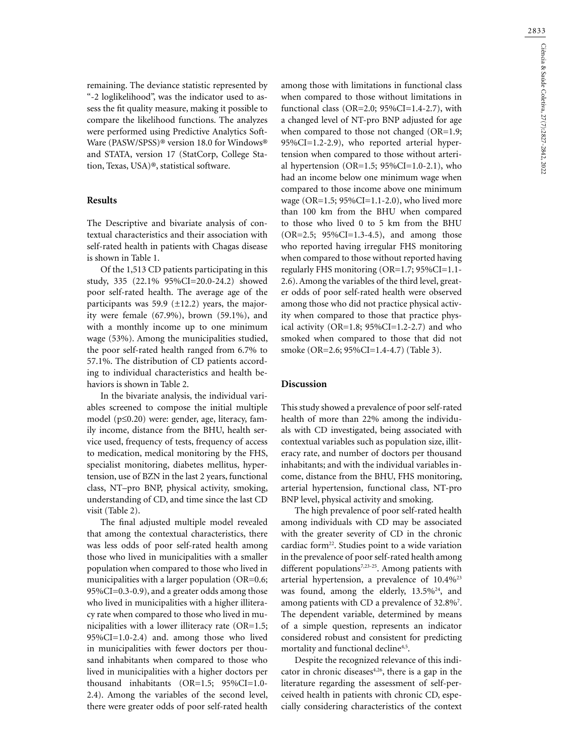remaining. The deviance statistic represented by "-2 loglikelihood", was the indicator used to assess the fit quality measure, making it possible to compare the likelihood functions. The analyzes were performed using Predictive Analytics SoftWare (PASW/SPSS)® version 18.0 for Windows® and STATA, version 17 (StatCorp, College Station, Texas, USA)®, statistical software.

## Results

The Descriptive and bivariate analysis of contextual characteristics and their association with self-rated health in patients with Chagas disease is shown in Table 1.

Of the 1,513 CD patients participating in this study, 335 (22.1% 95%CI=20.0-24.2) showed poor self-rated health. The average age of the participants was 59.9 (±12.2) years, the majority were female (67.9%), brown (59.1%), and with a monthly income up to one minimum wage (53%). Among the municipalities studied, the poor self-rated health ranged from 6.7% to 57.1%. The distribution of CD patients according to individual characteristics and health behaviors is shown in Table 2.

In the bivariate analysis, the individual variables screened to compose the initial multiple model (p≤0.20) were: gender, age, literacy, family income, distance from the BHU, health service used, frequency of tests, frequency of access to medication, medical monitoring by the FHS, specialist monitoring, diabetes mellitus, hypertension, use of BZN in the last 2 years, functional class, NT–pro BNP, physical activity, smoking, understanding of CD, and time since the last CD visit (Table 2).

The final adjusted multiple model revealed that among the contextual characteristics, there was less odds of poor self-rated health among those who lived in municipalities with a smaller population when compared to those who lived in municipalities with a larger population (OR=0.6; 95%CI=0.3-0.9), and a greater odds among those who lived in municipalities with a higher illiteracy rate when compared to those who lived in municipalities with a lower illiteracy rate (OR=1.5; 95%CI=1.0-2.4) and. among those who lived in municipalities with fewer doctors per thousand inhabitants when compared to those who lived in municipalities with a higher doctors per thousand inhabitants (OR=1.5; 95%CI=1.0-2.4). Among the variables of the second level, there were greater odds of poor self-rated health among those with limitations in functional class when compared to those without limitations in functional class (OR=2.0; 95%CI=1.4-2.7), with a changed level of NT-pro BNP adjusted for age when compared to those not changed (OR=1.9; 95%CI=1.2-2.9), who reported arterial hypertension when compared to those without arterial hypertension (OR=1.5; 95%CI=1.0-2.1), who had an income below one minimum wage when compared to those income above one minimum wage (OR=1.5; 95%CI=1.1-2.0), who lived more than 100 km from the BHU when compared to those who lived 0 to 5 km from the BHU (OR=2.5; 95%CI=1.3-4.5), and among those who reported having irregular FHS monitoring when compared to those without reported having regularly FHS monitoring (OR=1.7; 95%CI=1.1-2.6). Among the variables of the third level, greater odds of poor self-rated health were observed among those who did not practice physical activity when compared to those that practice physical activity (OR=1.8; 95%CI=1.2-2.7) and who smoked when compared to those that did not smoke (OR=2.6; 95%CI=1.4-4.7) (Table 3).

## Discussion

This study showed a prevalence of poor self-rated health of more than 22% among the individuals with CD investigated, being associated with contextual variables such as population size, illiteracy rate, and number of doctors per thousand inhabitants; and with the individual variables income, distance from the BHU, FHS monitoring, arterial hypertension, functional class, NT-pro BNP level, physical activity and smoking.

The high prevalence of poor self-rated health among individuals with CD may be associated with the greater severity of CD in the chronic cardiac form[22]. Studies point to a wide variation in the prevalence of poor self-rated health among different populations[7,23-25]. Among patients with arterial hypertension, a prevalence of 10.4%[23] was found, among the elderly, 13.5%[24], and among patients with CD a prevalence of 32.8%[7]. The dependent variable, determined by means of a simple question, represents an indicator considered robust and consistent for predicting mortality and functional decline[4,5].

Despite the recognized relevance of this indicator in chronic diseases[4,26], there is a gap in the literature regarding the assessment of self-perceived health in patients with chronic CD, especially considering characteristics of the context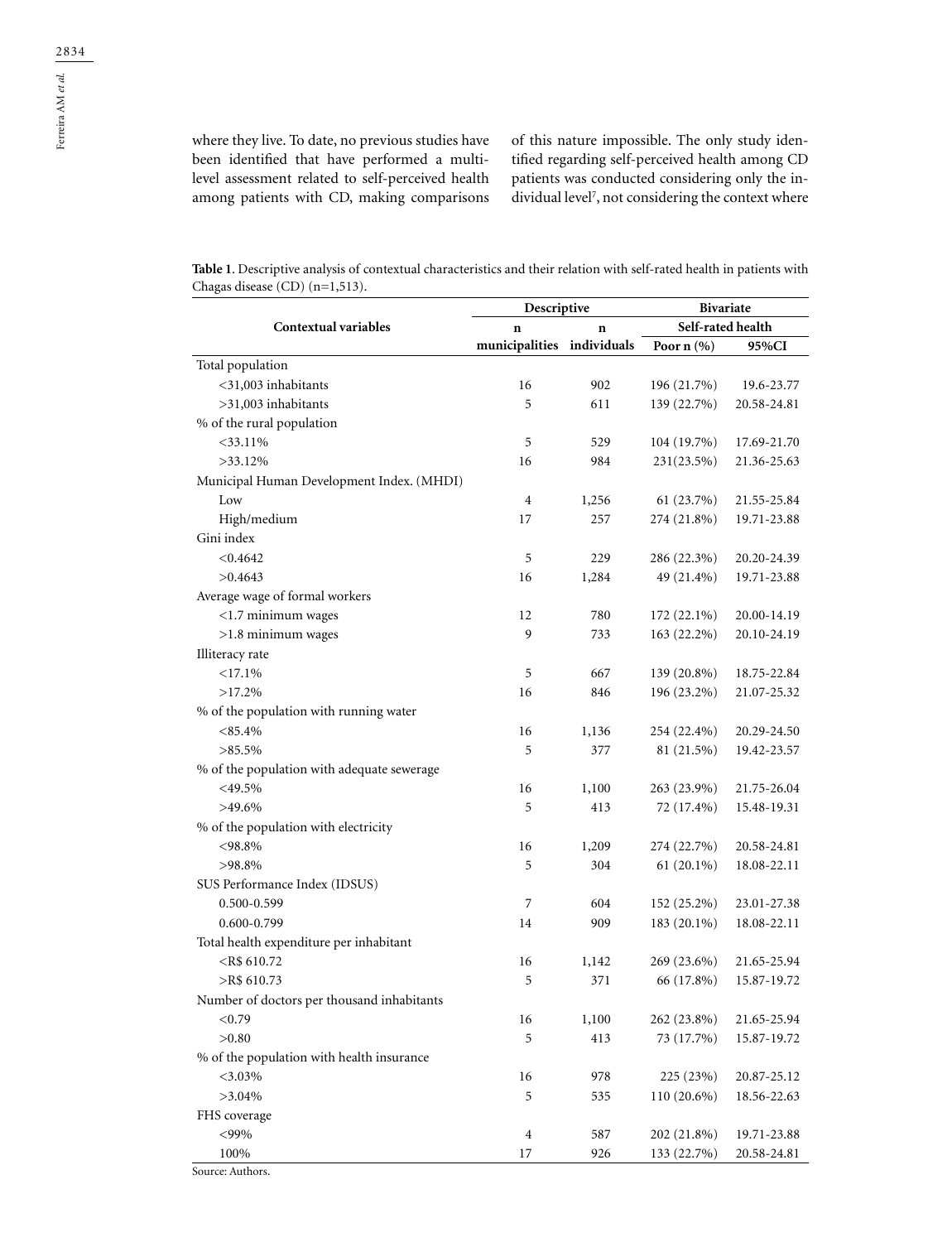where they live. To date, no previous studies have been identified that have performed a multilevel assessment related to self-perceived health among patients with CD, making comparisons of this nature impossible. The only study identified regarding self-perceived health among CD patients was conducted considering only the individual level[7], not considering the context where

**Table 1**. Descriptive analysis of contextual characteristics and their relation with self-rated health in patients with Chagas disease (CD) (n=1,513).

| Contextual variables | Descriptive | | Bivariate | |
|---|---|---|---|---|
| | n | n | Self-rated health | |
| | municipalities | individuals | Poor n (%) | 95%CI |
| Total population | | | | |
| <31,003 inhabitants | 16 | 902 | 196 (21.7%) | 19.6-23.77 |
| >31,003 inhabitants | 5 | 611 | 139 (22.7%) | 20.58-24.81 |
| % of the rural population | | | | |
| <33.11% | 5 | 529 | 104 (19.7%) | 17.69-21.70 |
| >33.12% | 16 | 984 | 231(23.5%) | 21.36-25.63 |
| Municipal Human Development Index. (MHDI) | | | | |
| Low | 4 | 1,256 | 61 (23.7%) | 21.55-25.84 |
| High/medium | 17 | 257 | 274 (21.8%) | 19.71-23.88 |
| Gini index | | | | |
| <0.4642 | 5 | 229 | 286 (22.3%) | 20.20-24.39 |
| >0.4643 | 16 | 1,284 | 49 (21.4%) | 19.71-23.88 |
| Average wage of formal workers | | | | |
| <1.7 minimum wages | 12 | 780 | 172 (22.1%) | 20.00-14.19 |
| >1.8 minimum wages | 9 | 733 | 163 (22.2%) | 20.10-24.19 |
| Illiteracy rate | | | | |
| <17.1% | 5 | 667 | 139 (20.8%) | 18.75-22.84 |
| >17.2% | 16 | 846 | 196 (23.2%) | 21.07-25.32 |
| % of the population with running water | | | | |
| <85.4% | 16 | 1,136 | 254 (22.4%) | 20.29-24.50 |
| >85.5% | 5 | 377 | 81 (21.5%) | 19.42-23.57 |
| % of the population with adequate sewerage | | | | |
| <49.5% | 16 | 1,100 | 263 (23.9%) | 21.75-26.04 |
| >49.6% | 5 | 413 | 72 (17.4%) | 15.48-19.31 |
| % of the population with electricity | | | | |
| <98.8% | 16 | 1,209 | 274 (22.7%) | 20.58-24.81 |
| >98.8% | 5 | 304 | 61 (20.1%) | 18.08-22.11 |
| SUS Performance Index (IDSUS) | | | | |
| 0.500-0.599 | 7 | 604 | 152 (25.2%) | 23.01-27.38 |
| 0.600-0.799 | 14 | 909 | 183 (20.1%) | 18.08-22.11 |
| Total health expenditure per inhabitant | | | | |
| <R$ 610.72 | 16 | 1,142 | 269 (23.6%) | 21.65-25.94 |
| >R$ 610.73 | 5 | 371 | 66 (17.8%) | 15.87-19.72 |
| Number of doctors per thousand inhabitants | | | | |
| <0.79 | 16 | 1,100 | 262 (23.8%) | 21.65-25.94 |
| >0.80 | 5 | 413 | 73 (17.7%) | 15.87-19.72 |
| % of the population with health insurance | | | | |
| <3.03% | 16 | 978 | 225 (23%) | 20.87-25.12 |
| >3.04% | 5 | 535 | 110 (20.6%) | 18.56-22.63 |
| FHS coverage | | | | |
| <99% | 4 | 587 | 202 (21.8%) | 19.71-23.88 |
| 100% | 17 | 926 | 133 (22.7%) | 20.58-24.81 |

Source: Authors.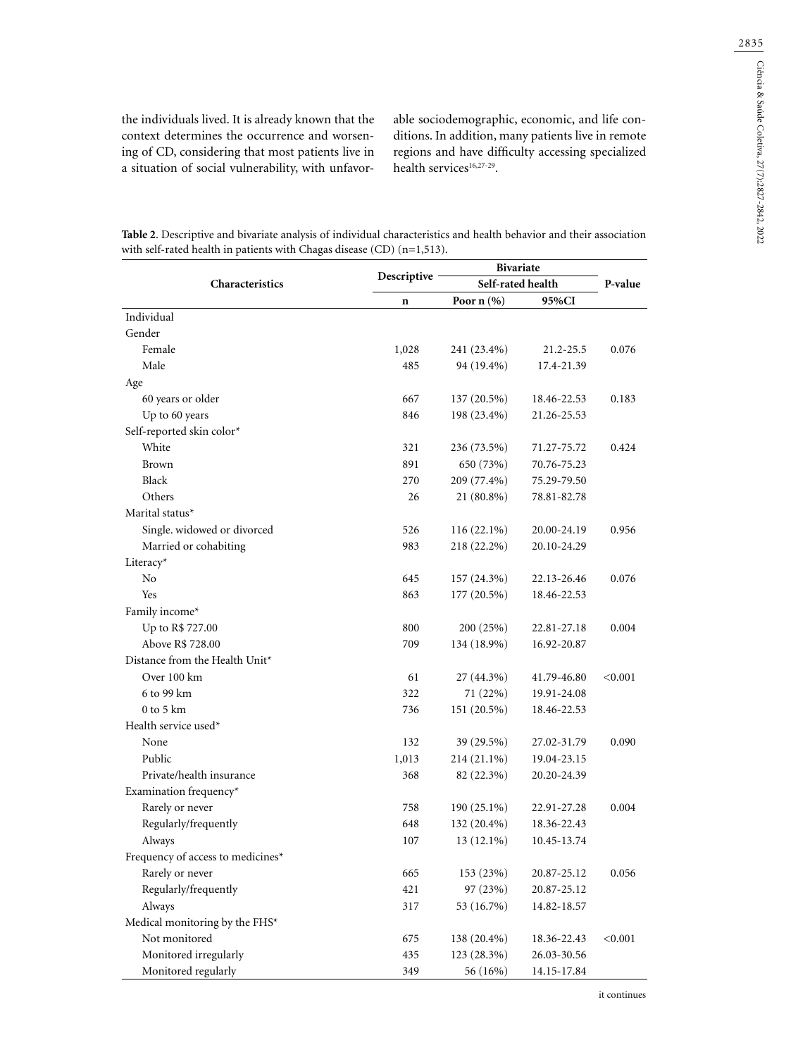the individuals lived. It is already known that the context determines the occurrence and worsening of CD, considering that most patients live in a situation of social vulnerability, with unfavorable sociodemographic, economic, and life conditions. In addition, many patients live in remote regions and have difficulty accessing specialized health services[16,27-29].

**Table 2**. Descriptive and bivariate analysis of individual characteristics and health behavior and their association with self-rated health in patients with Chagas disease (CD) (n=1,513).

| Characteristics | Descriptive | Bivariate | | P-value |
|---|---|---|---|---|
| | | Self-rated health | | |
| | n | Poor n (%) | 95%CI | |
| Individual | | | | |
| Gender | | | | |
| Female | 1,028 | 241 (23.4%) | 21.2-25.5 | 0.076 |
| Male | 485 | 94 (19.4%) | 17.4-21.39 | |
| Age | | | | |
| 60 years or older | 667 | 137 (20.5%) | 18.46-22.53 | 0.183 |
| Up to 60 years | 846 | 198 (23.4%) | 21.26-25.53 | |
| Self-reported skin color* | | | | |
| White | 321 | 236 (73.5%) | 71.27-75.72 | 0.424 |
| Brown | 891 | 650 (73%) | 70.76-75.23 | |
| Black | 270 | 209 (77.4%) | 75.29-79.50 | |
| Others | 26 | 21 (80.8%) | 78.81-82.78 | |
| Marital status* | | | | |
| Single. widowed or divorced | 526 | 116 (22.1%) | 20.00-24.19 | 0.956 |
| Married or cohabiting | 983 | 218 (22.2%) | 20.10-24.29 | |
| Literacy* | | | | |
| No | 645 | 157 (24.3%) | 22.13-26.46 | 0.076 |
| Yes | 863 | 177 (20.5%) | 18.46-22.53 | |
| Family income* | | | | |
| Up to R$ 727.00 | 800 | 200 (25%) | 22.81-27.18 | 0.004 |
| Above R$ 728.00 | 709 | 134 (18.9%) | 16.92-20.87 | |
| Distance from the Health Unit* | | | | |
| Over 100 km | 61 | 27 (44.3%) | 41.79-46.80 | <0.001 |
| 6 to 99 km | 322 | 71 (22%) | 19.91-24.08 | |
| 0 to 5 km | 736 | 151 (20.5%) | 18.46-22.53 | |
| Health service used* | | | | |
| None | 132 | 39 (29.5%) | 27.02-31.79 | 0.090 |
| Public | 1,013 | 214 (21.1%) | 19.04-23.15 | |
| Private/health insurance | 368 | 82 (22.3%) | 20.20-24.39 | |
| Examination frequency* | | | | |
| Rarely or never | 758 | 190 (25.1%) | 22.91-27.28 | 0.004 |
| Regularly/frequently | 648 | 132 (20.4%) | 18.36-22.43 | |
| Always | 107 | 13 (12.1%) | 10.45-13.74 | |
| Frequency of access to medicines* | | | | |
| Rarely or never | 665 | 153 (23%) | 20.87-25.12 | 0.056 |
| Regularly/frequently | 421 | 97 (23%) | 20.87-25.12 | |
| Always | 317 | 53 (16.7%) | 14.82-18.57 | |
| Medical monitoring by the FHS* | | | | |
| Not monitored | 675 | 138 (20.4%) | 18.36-22.43 | <0.001 |
| Monitored irregularly | 435 | 123 (28.3%) | 26.03-30.56 | |
| Monitored regularly | 349 | 56 (16%) | 14.15-17.84 | |

it continues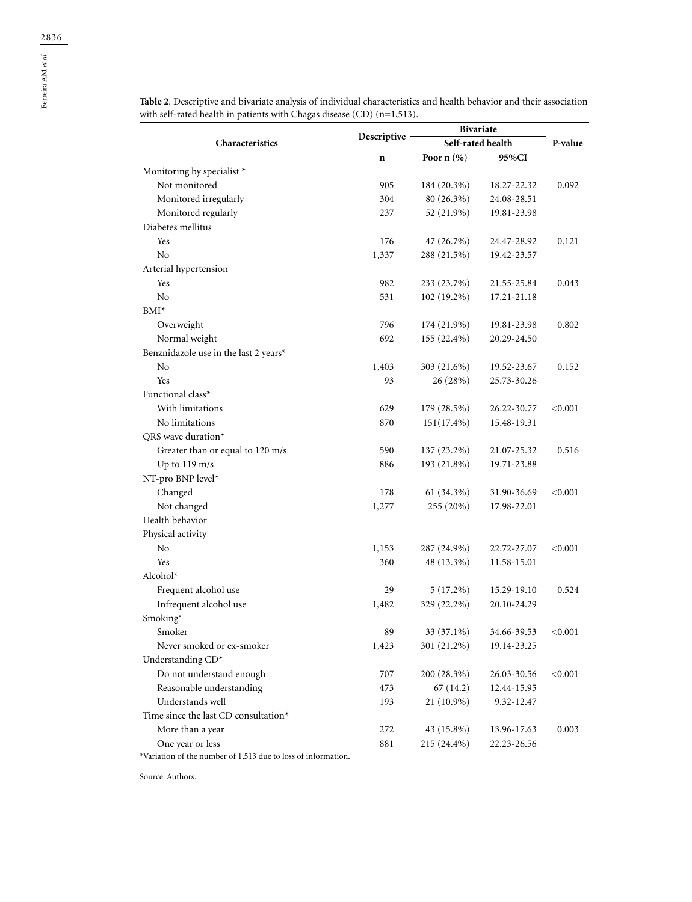**Table 2.** Descriptive and bivariate analysis of individual characteristics and health behavior and their association with self-rated health in patients with Chagas disease (CD) (n=1,513).

| Characteristics | Descriptive | Bivariate | | P-value |
|---|---|---|---|---|
| | | Self-rated health | | |
| | n | Poor n (%) | 95%CI | |
| Monitoring by specialist * | | | | |
| Not monitored | 905 | 184 (20.3%) | 18.27-22.32 | 0.092 |
| Monitored irregularly | 304 | 80 (26.3%) | 24.08-28.51 | |
| Monitored regularly | 237 | 52 (21.9%) | 19.81-23.98 | |
| Diabetes mellitus | | | | |
| Yes | 176 | 47 (26.7%) | 24.47-28.92 | 0.121 |
| No | 1,337 | 288 (21.5%) | 19.42-23.57 | |
| Arterial hypertension | | | | |
| Yes | 982 | 233 (23.7%) | 21.55-25.84 | 0.043 |
| No | 531 | 102 (19.2%) | 17.21-21.18 | |
| BMI* | | | | |
| Overweight | 796 | 174 (21.9%) | 19.81-23.98 | 0.802 |
| Normal weight | 692 | 155 (22.4%) | 20.29-24.50 | |
| Benznidazole use in the last 2 years* | | | | |
| No | 1,403 | 303 (21.6%) | 19.52-23.67 | 0.152 |
| Yes | 93 | 26 (28%) | 25.73-30.26 | |
| Functional class* | | | | |
| With limitations | 629 | 179 (28.5%) | 26.22-30.77 | <0.001 |
| No limitations | 870 | 151(17.4%) | 15.48-19.31 | |
| QRS wave duration* | | | | |
| Greater than or equal to 120 m/s | 590 | 137 (23.2%) | 21.07-25.32 | 0.516 |
| Up to 119 m/s | 886 | 193 (21.8%) | 19.71-23.88 | |
| NT-pro BNP level* | | | | |
| Changed | 178 | 61 (34.3%) | 31.90-36.69 | <0.001 |
| Not changed | 1,277 | 255 (20%) | 17.98-22.01 | |
| Health behavior | | | | |
| Physical activity | | | | |
| No | 1,153 | 287 (24.9%) | 22.72-27.07 | <0.001 |
| Yes | 360 | 48 (13.3%) | 11.58-15.01 | |
| Alcohol* | | | | |
| Frequent alcohol use | 29 | 5 (17.2%) | 15.29-19.10 | 0.524 |
| Infrequent alcohol use | 1,482 | 329 (22.2%) | 20.10-24.29 | |
| Smoking* | | | | |
| Smoker | 89 | 33 (37.1%) | 34.66-39.53 | <0.001 |
| Never smoked or ex-smoker | 1,423 | 301 (21.2%) | 19.14-23.25 | |
| Understanding CD* | | | | |
| Do not understand enough | 707 | 200 (28.3%) | 26.03-30.56 | <0.001 |
| Reasonable understanding | 473 | 67 (14.2) | 12.44-15.95 | |
| Understands well | 193 | 21 (10.9%) | 9.32-12.47 | |
| Time since the last CD consultation* | | | | |
| More than a year | 272 | 43 (15.8%) | 13.96-17.63 | 0.003 |
| One year or less | 881 | 215 (24.4%) | 22.23-26.56 | |

*Variation of the number of 1,513 due to loss of information.

Source: Authors.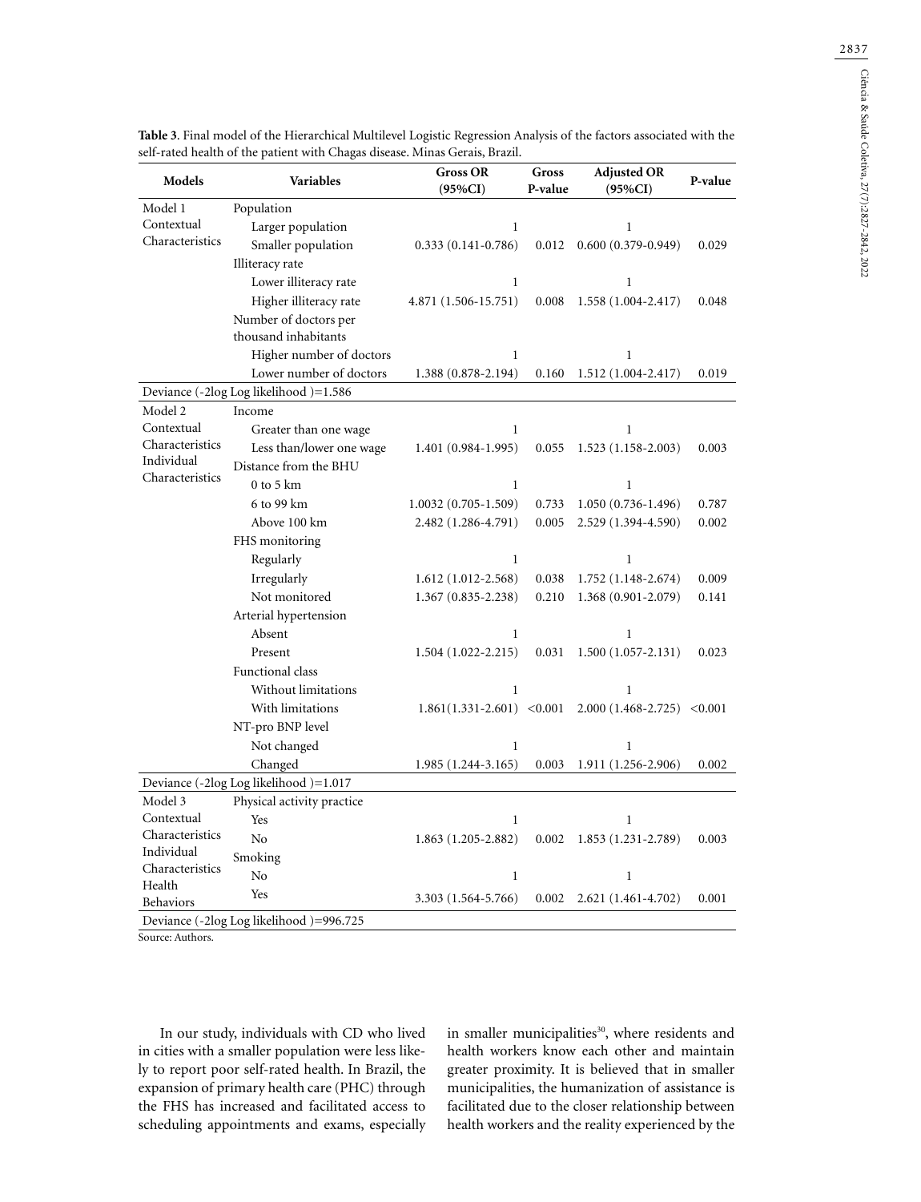**Table 3**. Final model of the Hierarchical Multilevel Logistic Regression Analysis of the factors associated with the self-rated health of the patient with Chagas disease. Minas Gerais, Brazil.

| Models | Variables | Gross OR (95%CI) | Gross P-value | Adjusted OR (95%CI) | P-value |
|---|---|---|---|---|---|
| Model 1 Contextual Characteristics | Population | | | | |
| | Larger population | 1 | | 1 | |
| | Smaller population | 0.333 (0.141-0.786) | 0.012 | 0.600 (0.379-0.949) | 0.029 |
| | Illiteracy rate | | | | |
| | Lower illiteracy rate | 1 | | 1 | |
| | Higher illiteracy rate | 4.871 (1.506-15.751) | 0.008 | 1.558 (1.004-2.417) | 0.048 |
| | Number of doctors per thousand inhabitants | | | | |
| | Higher number of doctors | 1 | | 1 | |
| | Lower number of doctors | 1.388 (0.878-2.194) | 0.160 | 1.512 (1.004-2.417) | 0.019 |
| Deviance (-2log Log likelihood )=1.586 | | | | | |
| Model 2 Contextual Characteristics Individual Characteristics | Income | | | | |
| | Greater than one wage | 1 | | 1 | |
| | Less than/lower one wage | 1.401 (0.984-1.995) | 0.055 | 1.523 (1.158-2.003) | 0.003 |
| | Distance from the BHU | | | | |
| | 0 to 5 km | 1 | | 1 | |
| | 6 to 99 km | 1.0032 (0.705-1.509) | 0.733 | 1.050 (0.736-1.496) | 0.787 |
| | Above 100 km | 2.482 (1.286-4.791) | 0.005 | 2.529 (1.394-4.590) | 0.002 |
| | FHS monitoring | | | | |
| | Regularly | 1 | | 1 | |
| | Irregularly | 1.612 (1.012-2.568) | 0.038 | 1.752 (1.148-2.674) | 0.009 |
| | Not monitored | 1.367 (0.835-2.238) | 0.210 | 1.368 (0.901-2.079) | 0.141 |
| | Arterial hypertension | | | | |
| | Absent | 1 | | 1 | |
| | Present | 1.504 (1.022-2.215) | 0.031 | 1.500 (1.057-2.131) | 0.023 |
| | Functional class | | | | |
| | Without limitations | 1 | | 1 | |
| | With limitations | 1.861(1.331-2.601) | <0.001 | 2.000 (1.468-2.725) | <0.001 |
| | NT-pro BNP level | | | | |
| | Not changed | 1 | | 1 | |
| | Changed | 1.985 (1.244-3.165) | 0.003 | 1.911 (1.256-2.906) | 0.002 |
| Deviance (-2log Log likelihood )=1.017 | | | | | |
| Model 3 Contextual Characteristics Individual Characteristics Health Behaviors | Physical activity practice | | | | |
| | Yes | 1 | | 1 | |
| | No | 1.863 (1.205-2.882) | 0.002 | 1.853 (1.231-2.789) | 0.003 |
| | Smoking | | | | |
| | No | 1 | | 1 | |
| | Yes | 3.303 (1.564-5.766) | 0.002 | 2.621 (1.461-4.702) | 0.001 |
| Deviance (-2log Log likelihood )=996.725 | | | | | |

Source: Authors.

In our study, individuals with CD who lived in cities with a smaller population were less likely to report poor self-rated health. In Brazil, the expansion of primary health care (PHC) through the FHS has increased and facilitated access to scheduling appointments and exams, especially in smaller municipalities[30], where residents and health workers know each other and maintain greater proximity. It is believed that in smaller municipalities, the humanization of assistance is facilitated due to the closer relationship between health workers and the reality experienced by the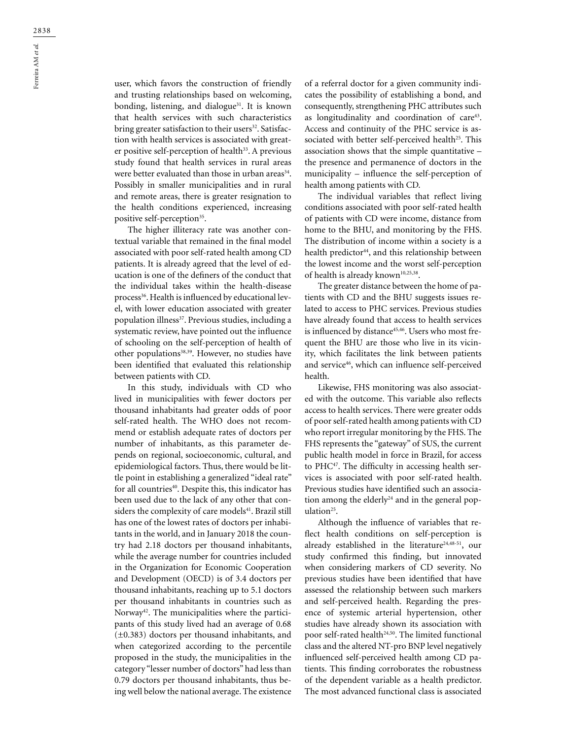user, which favors the construction of friendly and trusting relationships based on welcoming, bonding, listening, and dialogue[31]. It is known that health services with such characteristics bring greater satisfaction to their users[32]. Satisfaction with health services is associated with greater positive self-perception of health[33]. A previous study found that health services in rural areas were better evaluated than those in urban areas[34]. Possibly in smaller municipalities and in rural and remote areas, there is greater resignation to the health conditions experienced, increasing positive self-perception[35].

The higher illiteracy rate was another contextual variable that remained in the final model associated with poor self-rated health among CD patients. It is already agreed that the level of education is one of the definers of the conduct that the individual takes within the health-disease process[36]. Health is influenced by educational level, with lower education associated with greater population illness[37]. Previous studies, including a systematic review, have pointed out the influence of schooling on the self-perception of health of other populations[38,39]. However, no studies have been identified that evaluated this relationship between patients with CD.

In this study, individuals with CD who lived in municipalities with fewer doctors per thousand inhabitants had greater odds of poor self-rated health. The WHO does not recommend or establish adequate rates of doctors per number of inhabitants, as this parameter depends on regional, socioeconomic, cultural, and epidemiological factors. Thus, there would be little point in establishing a generalized "ideal rate" for all countries[40]. Despite this, this indicator has been used due to the lack of any other that considers the complexity of care models[41]. Brazil still has one of the lowest rates of doctors per inhabitants in the world, and in January 2018 the country had 2.18 doctors per thousand inhabitants, while the average number for countries included in the Organization for Economic Cooperation and Development (OECD) is of 3.4 doctors per thousand inhabitants, reaching up to 5.1 doctors per thousand inhabitants in countries such as Norway[42]. The municipalities where the participants of this study lived had an average of 0.68 (±0.383) doctors per thousand inhabitants, and when categorized according to the percentile proposed in the study, the municipalities in the category "lesser number of doctors" had less than 0.79 doctors per thousand inhabitants, thus being well below the national average. The existence of a referral doctor for a given community indicates the possibility of establishing a bond, and consequently, strengthening PHC attributes such as longitudinality and coordination of care[43]. Access and continuity of the PHC service is associated with better self-perceived health[25]. This association shows that the simple quantitative – the presence and permanence of doctors in the municipality – influence the self-perception of health among patients with CD.

The individual variables that reflect living conditions associated with poor self-rated health of patients with CD were income, distance from home to the BHU, and monitoring by the FHS. The distribution of income within a society is a health predictor[44], and this relationship between the lowest income and the worst self-perception of health is already known[10,25,38].

The greater distance between the home of patients with CD and the BHU suggests issues related to access to PHC services. Previous studies have already found that access to health services is influenced by distance[45,46]. Users who most frequent the BHU are those who live in its vicinity, which facilitates the link between patients and service[46], which can influence self-perceived health.

Likewise, FHS monitoring was also associated with the outcome. This variable also reflects access to health services. There were greater odds of poor self-rated health among patients with CD who report irregular monitoring by the FHS. The FHS represents the "gateway" of SUS, the current public health model in force in Brazil, for access to PHC[47]. The difficulty in accessing health services is associated with poor self-rated health. Previous studies have identified such an association among the elderly[24] and in the general population[25].

Although the influence of variables that reflect health conditions on self-perception is already established in the literature[24,48-51], our study confirmed this finding, but innovated when considering markers of CD severity. No previous studies have been identified that have assessed the relationship between such markers and self-perceived health. Regarding the presence of systemic arterial hypertension, other studies have already shown its association with poor self-rated health[24,50]. The limited functional class and the altered NT-pro BNP level negatively influenced self-perceived health among CD patients. This finding corroborates the robustness of the dependent variable as a health predictor. The most advanced functional class is associated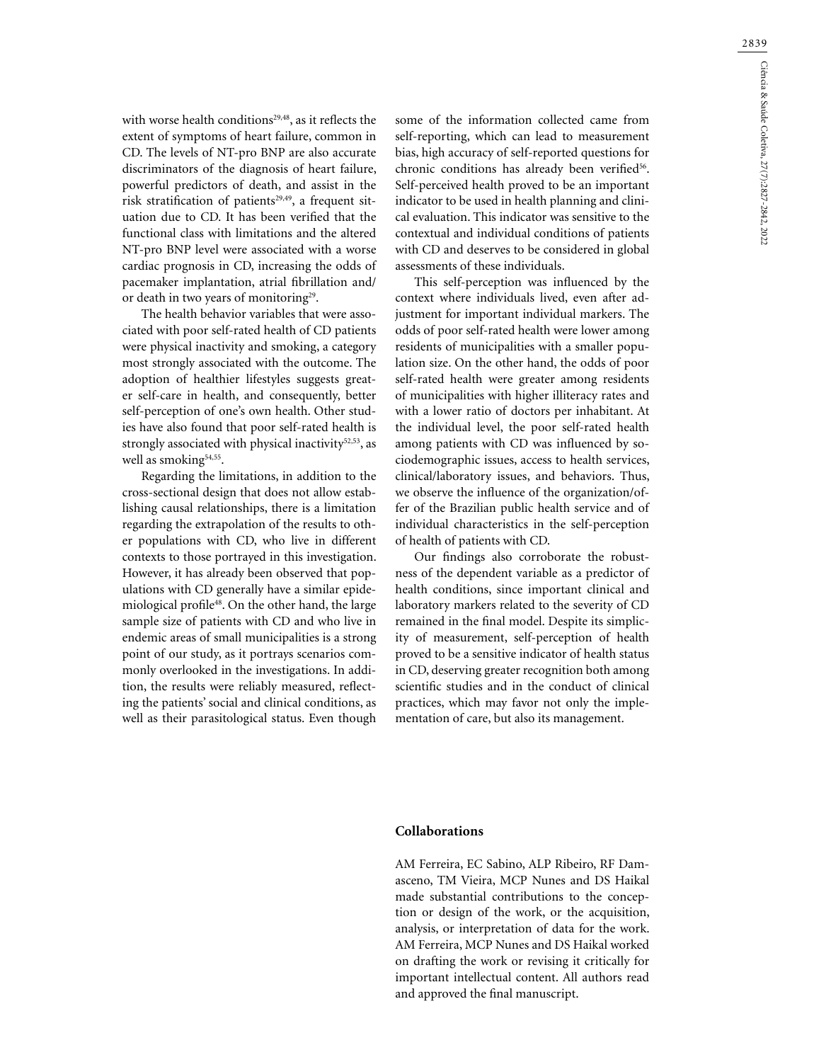with worse health conditions[29,48], as it reflects the extent of symptoms of heart failure, common in CD. The levels of NT-pro BNP are also accurate discriminators of the diagnosis of heart failure, powerful predictors of death, and assist in the risk stratification of patients[29,49], a frequent situation due to CD. It has been verified that the functional class with limitations and the altered NT-pro BNP level were associated with a worse cardiac prognosis in CD, increasing the odds of pacemaker implantation, atrial fibrillation and/or death in two years of monitoring[29].

The health behavior variables that were associated with poor self-rated health of CD patients were physical inactivity and smoking, a category most strongly associated with the outcome. The adoption of healthier lifestyles suggests greater self-care in health, and consequently, better self-perception of one's own health. Other studies have also found that poor self-rated health is strongly associated with physical inactivity[52,53], as well as smoking[54,55].

Regarding the limitations, in addition to the cross-sectional design that does not allow establishing causal relationships, there is a limitation regarding the extrapolation of the results to other populations with CD, who live in different contexts to those portrayed in this investigation. However, it has already been observed that populations with CD generally have a similar epidemiological profile[48]. On the other hand, the large sample size of patients with CD and who live in endemic areas of small municipalities is a strong point of our study, as it portrays scenarios commonly overlooked in the investigations. In addition, the results were reliably measured, reflecting the patients' social and clinical conditions, as well as their parasitological status. Even though some of the information collected came from self-reporting, which can lead to measurement bias, high accuracy of self-reported questions for chronic conditions has already been verified[56]. Self-perceived health proved to be an important indicator to be used in health planning and clinical evaluation. This indicator was sensitive to the contextual and individual conditions of patients with CD and deserves to be considered in global assessments of these individuals.

This self-perception was influenced by the context where individuals lived, even after adjustment for important individual markers. The odds of poor self-rated health were lower among residents of municipalities with a smaller population size. On the other hand, the odds of poor self-rated health were greater among residents of municipalities with higher illiteracy rates and with a lower ratio of doctors per inhabitant. At the individual level, the poor self-rated health among patients with CD was influenced by sociodemographic issues, access to health services, clinical/laboratory issues, and behaviors. Thus, we observe the influence of the organization/offer of the Brazilian public health service and of individual characteristics in the self-perception of health of patients with CD.

Our findings also corroborate the robustness of the dependent variable as a predictor of health conditions, since important clinical and laboratory markers related to the severity of CD remained in the final model. Despite its simplicity of measurement, self-perception of health proved to be a sensitive indicator of health status in CD, deserving greater recognition both among scientific studies and in the conduct of clinical practices, which may favor not only the implementation of care, but also its management.

## Collaborations

AM Ferreira, EC Sabino, ALP Ribeiro, RF Damasceno, TM Vieira, MCP Nunes and DS Haikal made substantial contributions to the conception or design of the work, or the acquisition, analysis, or interpretation of data for the work. AM Ferreira, MCP Nunes and DS Haikal worked on drafting the work or revising it critically for important intellectual content. All authors read and approved the final manuscript.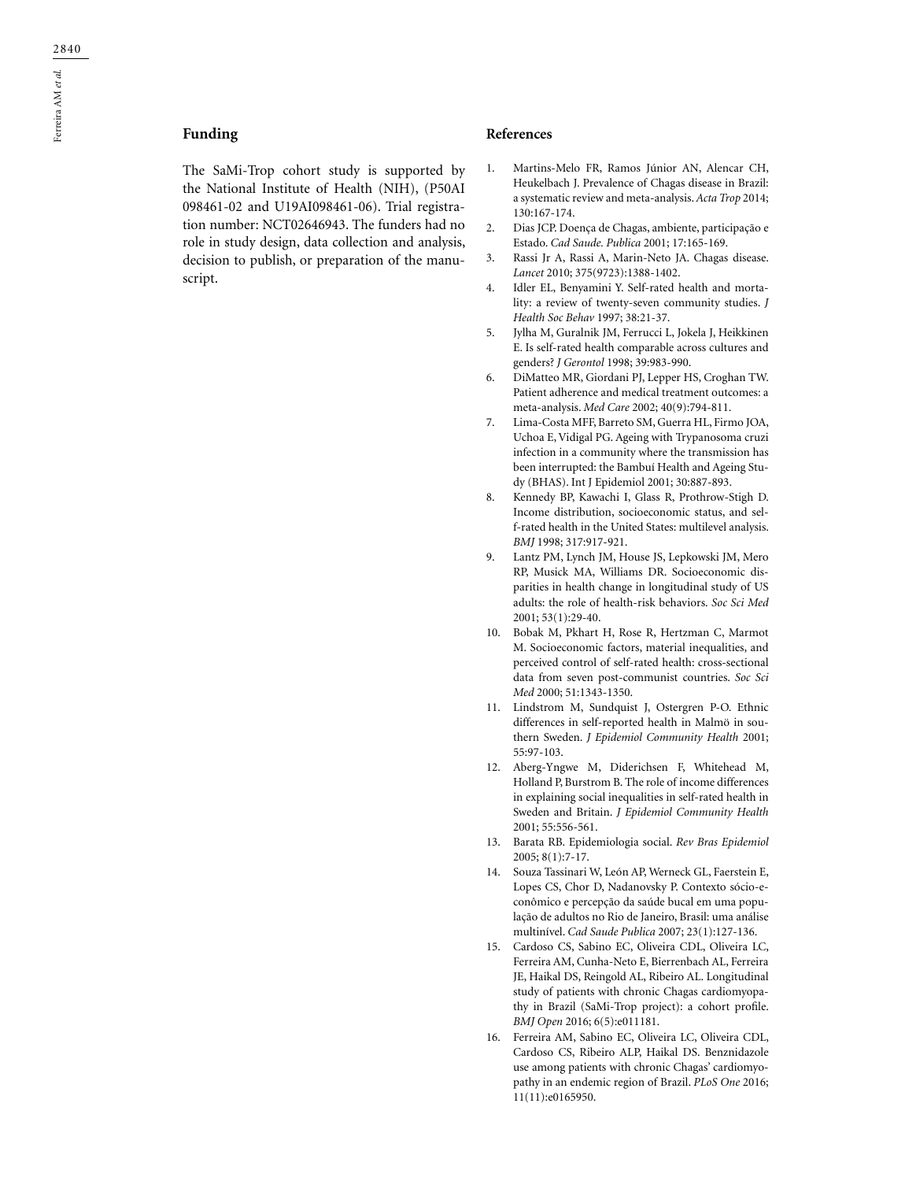## Funding

The SaMi-Trop cohort study is supported by the National Institute of Health (NIH), (P50AI 098461-02 and U19AI098461-06). Trial registration number: NCT02646943. The funders had no role in study design, data collection and analysis, decision to publish, or preparation of the manuscript.

## References

1. Martins-Melo FR, Ramos Júnior AN, Alencar CH, Heukelbach J. Prevalence of Chagas disease in Brazil: a systematic review and meta-analysis. *Acta Trop* 2014; 130:167-174.
2. Dias JCP. Doença de Chagas, ambiente, participação e Estado. *Cad Saude. Publica* 2001; 17:165-169.
3. Rassi Jr A, Rassi A, Marin-Neto JA. Chagas disease. *Lancet* 2010; 375(9723):1388-1402.
4. Idler EL, Benyamini Y. Self-rated health and mortality: a review of twenty-seven community studies. *J Health Soc Behav* 1997; 38:21-37.
5. Jylha M, Guralnik JM, Ferrucci L, Jokela J, Heikkinen E. Is self-rated health comparable across cultures and genders? *J Gerontol* 1998; 39:983-990.
6. DiMatteo MR, Giordani PJ, Lepper HS, Croghan TW. Patient adherence and medical treatment outcomes: a meta-analysis. *Med Care* 2002; 40(9):794-811.
7. Lima-Costa MFF, Barreto SM, Guerra HL, Firmo JOA, Uchoa E, Vidigal PG. Ageing with Trypanosoma cruzi infection in a community where the transmission has been interrupted: the Bambuí Health and Ageing Study (BHAS). Int J Epidemiol 2001; 30:887-893.
8. Kennedy BP, Kawachi I, Glass R, Prothrow-Stigh D. Income distribution, socioeconomic status, and self-rated health in the United States: multilevel analysis. *BMJ* 1998; 317:917-921.
9. Lantz PM, Lynch JM, House JS, Lepkowski JM, Mero RP, Musick MA, Williams DR. Socioeconomic disparities in health change in longitudinal study of US adults: the role of health-risk behaviors. *Soc Sci Med* 2001; 53(1):29-40.
10. Bobak M, Pkhart H, Rose R, Hertzman C, Marmot M. Socioeconomic factors, material inequalities, and perceived control of self-rated health: cross-sectional data from seven post-communist countries. *Soc Sci Med* 2000; 51:1343-1350.
11. Lindstrom M, Sundquist J, Ostergren P-O. Ethnic differences in self-reported health in Malmö in southern Sweden. *J Epidemiol Community Health* 2001; 55:97-103.
12. Aberg-Yngwe M, Diderichsen F, Whitehead M, Holland P, Burstrom B. The role of income differences in explaining social inequalities in self-rated health in Sweden and Britain. *J Epidemiol Community Health* 2001; 55:556-561.
13. Barata RB. Epidemiologia social. *Rev Bras Epidemiol* 2005; 8(1):7-17.
14. Souza Tassinari W, León AP, Werneck GL, Faerstein E, Lopes CS, Chor D, Nadanovsky P. Contexto sócio-econômico e percepção da saúde bucal em uma população de adultos no Rio de Janeiro, Brasil: uma análise multinível. *Cad Saude Publica* 2007; 23(1):127-136.
15. Cardoso CS, Sabino EC, Oliveira CDL, Oliveira LC, Ferreira AM, Cunha-Neto E, Bierrenbach AL, Ferreira JE, Haikal DS, Reingold AL, Ribeiro AL. Longitudinal study of patients with chronic Chagas cardiomyopathy in Brazil (SaMi-Trop project): a cohort profile. *BMJ Open* 2016; 6(5):e011181.
16. Ferreira AM, Sabino EC, Oliveira LC, Oliveira CDL, Cardoso CS, Ribeiro ALP, Haikal DS. Benznidazole use among patients with chronic Chagas' cardiomyopathy in an endemic region of Brazil. *PLoS One* 2016; 11(11):e0165950.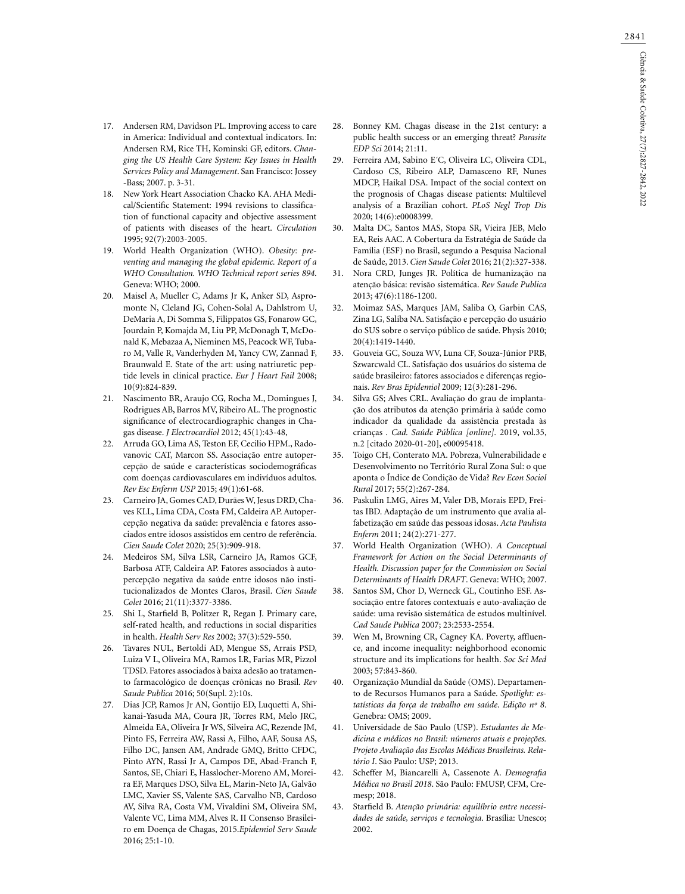17. Andersen RM, Davidson PL. Improving access to care in America: Individual and contextual indicators. In: Andersen RM, Rice TH, Kominski GF, editors. *Changing the US Health Care System: Key Issues in Health Services Policy and Management*. San Francisco: Jossey-Bass; 2007. p. 3-31.
18. New York Heart Association Chacko KA. AHA Medical/Scientific Statement: 1994 revisions to classification of functional capacity and objective assessment of patients with diseases of the heart. *Circulation* 1995; 92(7):2003-2005.
19. World Health Organization (WHO). *Obesity: preventing and managing the global epidemic. Report of a WHO Consultation. WHO Technical report series 894*. Geneva: WHO; 2000.
20. Maisel A, Mueller C, Adams Jr K, Anker SD, Aspromonte N, Cleland JG, Cohen-Solal A, Dahlstrom U, DeMaria A, Di Somma S, Filippatos GS, Fonarow GC, Jourdain P, Komajda M, Liu PP, McDonagh T, McDonald K, Mebazaa A, Nieminen MS, Peacock WF, Tubaro M, Valle R, Vanderhyden M, Yancy CW, Zannad F, Braunwald E. State of the art: using natriuretic peptide levels in clinical practice. *Eur J Heart Fail* 2008; 10(9):824-839.
21. Nascimento BR, Araujo CG, Rocha M., Domingues J, Rodrigues AB, Barros MV, Ribeiro AL. The prognostic significance of electrocardiographic changes in Chagas disease. *J Electrocardiol* 2012; 45(1):43-48,
22. Arruda GO, Lima AS, Teston EF, Cecilio HPM., Radovanovic CAT, Marcon SS. Associação entre autopercepção de saúde e características sociodemográficas com doenças cardiovasculares em indivíduos adultos. *Rev Esc Enferm USP* 2015; 49(1):61-68.
23. Carneiro JA, Gomes CAD, Durães W, Jesus DRD, Chaves KLL, Lima CDA, Costa FM, Caldeira AP. Autopercepção negativa da saúde: prevalência e fatores associados entre idosos assistidos em centro de referência. *Cien Saude Colet* 2020; 25(3):909-918.
24. Medeiros SM, Silva LSR, Carneiro JA, Ramos GCF, Barbosa ATF, Caldeira AP. Fatores associados à autopercepção negativa da saúde entre idosos não institucionalizados de Montes Claros, Brasil. *Cien Saude Colet* 2016; 21(11):3377-3386.
25. Shi L, Starfield B, Politzer R, Regan J. Primary care, self-rated health, and reductions in social disparities in health. *Health Serv Res* 2002; 37(3):529-550.
26. Tavares NUL, Bertoldi AD, Mengue SS, Arrais PSD, Luiza V L, Oliveira MA, Ramos LR, Farias MR, Pizzol TDSD. Fatores associados à baixa adesão ao tratamento farmacológico de doenças crônicas no Brasil. *Rev Saude Publica* 2016; 50(Supl. 2):10s.
27. Dias JCP, Ramos Jr AN, Gontijo ED, Luquetti A, Shikanai-Yasuda MA, Coura JR, Torres RM, Melo JRC, Almeida EA, Oliveira Jr WS, Silveira AC, Rezende JM, Pinto FS, Ferreira AW, Rassi A, Filho, AAF, Sousa AS, Filho DC, Jansen AM, Andrade GMQ, Britto CFDC, Pinto AYN, Rassi Jr A, Campos DE, Abad-Franch F, Santos, SE, Chiari E, Hasslocher-Moreno AM, Moreira EF, Marques DSO, Silva EL, Marin-Neto JA, Galvão LMC, Xavier SS, Valente SAS, Carvalho NB, Cardoso AV, Silva RA, Costa VM, Vivaldini SM, Oliveira SM, Valente VC, Lima MM, Alves R. II Consenso Brasileiro em Doença de Chagas, 2015.*Epidemiol Serv Saude* 2016; 25:1-10.
28. Bonney KM. Chagas disease in the 21st century: a public health success or an emerging threat? *Parasite EDP Sci* 2014; 21:11.
29. Ferreira AM, Sabino E´C, Oliveira LC, Oliveira CDL, Cardoso CS, Ribeiro ALP, Damasceno RF, Nunes MDCP, Haikal DSA. Impact of the social context on the prognosis of Chagas disease patients: Multilevel analysis of a Brazilian cohort. *PLoS Negl Trop Dis* 2020; 14(6):e0008399.
30. Malta DC, Santos MAS, Stopa SR, Vieira JEB, Melo EA, Reis AAC. A Cobertura da Estratégia de Saúde da Família (ESF) no Brasil, segundo a Pesquisa Nacional de Saúde, 2013. *Cien Saude Colet* 2016; 21(2):327-338.
31. Nora CRD, Junges JR. Política de humanização na atenção básica: revisão sistemática. *Rev Saude Publica* 2013; 47(6):1186-1200.
32. Moimaz SAS, Marques JAM, Saliba O, Garbin CAS, Zina LG, Saliba NA. Satisfação e percepção do usuário do SUS sobre o serviço público de saúde. Physis 2010; 20(4):1419-1440.
33. Gouveia GC, Souza WV, Luna CF, Souza-Júnior PRB, Szwarcwald CL. Satisfação dos usuários do sistema de saúde brasileiro: fatores associados e diferenças regionais. *Rev Bras Epidemiol* 2009; 12(3):281-296.
34. Silva GS; Alves CRL. Avaliação do grau de implantação dos atributos da atenção primária à saúde como indicador da qualidade da assistência prestada às crianças . *Cad. Saúde Pública [online]*. 2019, vol.35, n.2 [citado 2020-01-20], e00095418.
35. Toigo CH, Conterato MA. Pobreza, Vulnerabilidade e Desenvolvimento no Território Rural Zona Sul: o que aponta o Índice de Condição de Vida? *Rev Econ Sociol Rural* 2017; 55(2):267-284.
36. Paskulin LMG, Aires M, Valer DB, Morais EPD, Freitas IBD. Adaptação de um instrumento que avalia alfabetização em saúde das pessoas idosas. *Acta Paulista Enferm* 2011; 24(2):271-277.
37. World Health Organization (WHO). *A Conceptual Framework for Action on the Social Determinants of Health. Discussion paper for the Commission on Social Determinants of Health DRAFT*. Geneva: WHO; 2007.
38. Santos SM, Chor D, Werneck GL, Coutinho ESF. Associação entre fatores contextuais e auto-avaliação de saúde: uma revisão sistemática de estudos multinível. *Cad Saude Publica* 2007; 23:2533-2554.
39. Wen M, Browning CR, Cagney KA. Poverty, affluence, and income inequality: neighborhood economic structure and its implications for health. *Soc Sci Med* 2003; 57:843-860.
40. Organização Mundial da Saúde (OMS). Departamento de Recursos Humanos para a Saúde. *Spotlight: estatísticas da força de trabalho em saúde. Edição nº 8*. Genebra: OMS; 2009.
41. Universidade de São Paulo (USP). *Estudantes de Medicina e médicos no Brasil: números atuais e projeções. Projeto Avaliação das Escolas Médicas Brasileiras. Relatório I*. São Paulo: USP; 2013.
42. Scheffer M, Biancarelli A, Cassenote A. *Demografia Médica no Brasil 2018*. São Paulo: FMUSP, CFM, Cremesp; 2018.
43. Starfield B. *Atenção primária: equilíbrio entre necessidades de saúde, serviços e tecnologia*. Brasília: Unesco; 2002.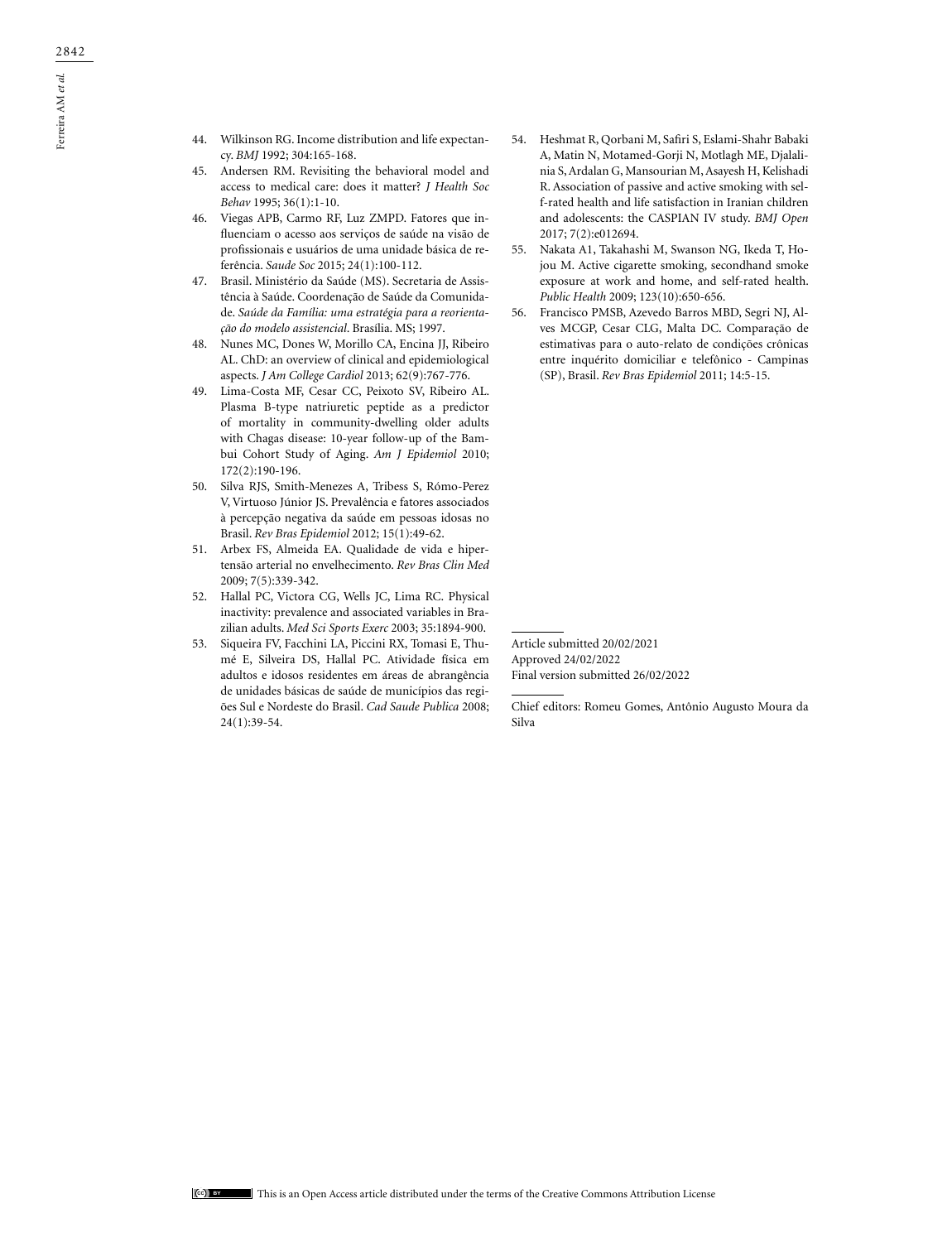44. Wilkinson RG. Income distribution and life expectancy. *BMJ* 1992; 304:165-168.
45. Andersen RM. Revisiting the behavioral model and access to medical care: does it matter? *J Health Soc Behav* 1995; 36(1):1-10.
46. Viegas APB, Carmo RF, Luz ZMPD. Fatores que influenciam o acesso aos serviços de saúde na visão de profissionais e usuários de uma unidade básica de referência. *Saude Soc* 2015; 24(1):100-112.
47. Brasil. Ministério da Saúde (MS). Secretaria de Assistência à Saúde. Coordenação de Saúde da Comunidade. *Saúde da Família: uma estratégia para a reorientação do modelo assistencial*. Brasília. MS; 1997.
48. Nunes MC, Dones W, Morillo CA, Encina JJ, Ribeiro AL. ChD: an overview of clinical and epidemiological aspects. *J Am College Cardiol* 2013; 62(9):767-776.
49. Lima-Costa MF, Cesar CC, Peixoto SV, Ribeiro AL. Plasma B-type natriuretic peptide as a predictor of mortality in community-dwelling older adults with Chagas disease: 10-year follow-up of the Bambui Cohort Study of Aging. *Am J Epidemiol* 2010; 172(2):190-196.
50. Silva RJS, Smith-Menezes A, Tribess S, Rómo-Perez V, Virtuoso Júnior JS. Prevalência e fatores associados à percepção negativa da saúde em pessoas idosas no Brasil. *Rev Bras Epidemiol* 2012; 15(1):49-62.
51. Arbex FS, Almeida EA. Qualidade de vida e hipertensão arterial no envelhecimento. *Rev Bras Clin Med* 2009; 7(5):339-342.
52. Hallal PC, Victora CG, Wells JC, Lima RC. Physical inactivity: prevalence and associated variables in Brazilian adults. *Med Sci Sports Exerc* 2003; 35:1894-900.
53. Siqueira FV, Facchini LA, Piccini RX, Tomasi E, Thumé E, Silveira DS, Hallal PC. Atividade física em adultos e idosos residentes em áreas de abrangência de unidades básicas de saúde de municípios das regiões Sul e Nordeste do Brasil. *Cad Saude Publica* 2008; 24(1):39-54.
54. Heshmat R, Qorbani M, Safiri S, Eslami-Shahr Babaki A, Matin N, Motamed-Gorji N, Motlagh ME, Djalalinia S, Ardalan G, Mansourian M, Asayesh H, Kelishadi R. Association of passive and active smoking with self-rated health and life satisfaction in Iranian children and adolescents: the CASPIAN IV study. *BMJ Open* 2017; 7(2):e012694.
55. Nakata A1, Takahashi M, Swanson NG, Ikeda T, Hojou M. Active cigarette smoking, secondhand smoke exposure at work and home, and self-rated health. *Public Health* 2009; 123(10):650-656.
56. Francisco PMSB, Azevedo Barros MBD, Segri NJ, Alves MCGP, Cesar CLG, Malta DC. Comparação de estimativas para o auto-relato de condições crônicas entre inquérito domiciliar e telefônico - Campinas (SP), Brasil. *Rev Bras Epidemiol* 2011; 14:5-15.

Article submitted 20/02/2021
Approved 24/02/2022
Final version submitted 26/02/2022

Chief editors: Romeu Gomes, Antônio Augusto Moura da Silva

This is an Open Access article distributed under the terms of the Creative Commons Attribution License